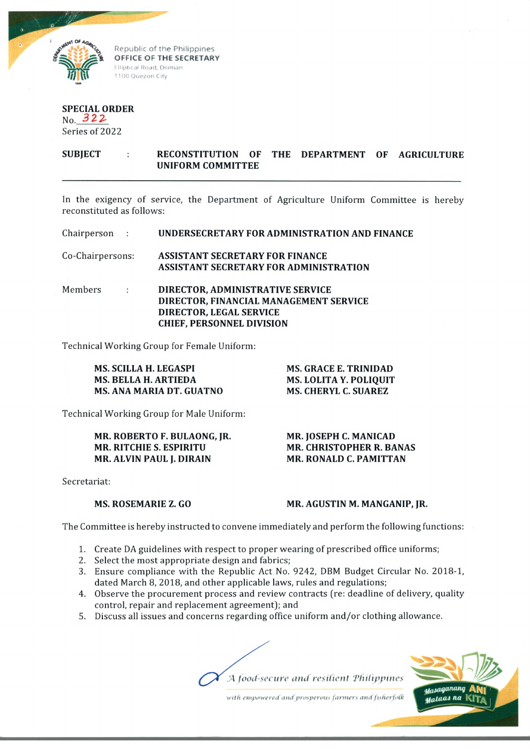Republic of the Philippines
**OFFICE OF THE SECRETARY**
Elliptical Road, Diliman
1100 Quezon City

**SPECIAL ORDER**
No. 322
Series of 2022

**SUBJECT : RECONSTITUTION OF THE DEPARTMENT OF AGRICULTURE UNIFORM COMMITTEE**

---

In the exigency of service, the Department of Agriculture Uniform Committee is hereby reconstituted as follows:

Chairperson : **UNDERSECRETARY FOR ADMINISTRATION AND FINANCE**

Co-Chairpersons: **ASSISTANT SECRETARY FOR FINANCE**
**ASSISTANT SECRETARY FOR ADMINISTRATION**

Members : **DIRECTOR, ADMINISTRATIVE SERVICE**
**DIRECTOR, FINANCIAL MANAGEMENT SERVICE**
**DIRECTOR, LEGAL SERVICE**
**CHIEF, PERSONNEL DIVISION**

Technical Working Group for Female Uniform:

**MS. SCILLA H. LEGASPI**
**MS. BELLA H. ARTIEDA**
**MS. ANA MARIA DT. GUATNO**
**MS. GRACE E. TRINIDAD**
**MS. LOLITA Y. POLIQUIT**
**MS. CHERYL C. SUAREZ**

Technical Working Group for Male Uniform:

**MR. ROBERTO F. BULAONG, JR.**
**MR. RITCHIE S. ESPIRITU**
**MR. ALVIN PAUL J. DIRAIN**
**MR. JOSEPH C. MANICAD**
**MR. CHRISTOPHER R. BANAS**
**MR. RONALD C. PAMITTAN**

Secretariat:

**MS. ROSEMARIE Z. GO**
**MR. AGUSTIN M. MANGANIP, JR.**

The Committee is hereby instructed to convene immediately and perform the following functions:

1. Create DA guidelines with respect to proper wearing of prescribed office uniforms;
2. Select the most appropriate design and fabrics;
3. Ensure compliance with the Republic Act No. 9242, DBM Budget Circular No. 2018-1, dated March 8, 2018, and other applicable laws, rules and regulations;
4. Observe the procurement process and review contracts (re: deadline of delivery, quality control, repair and replacement agreement); and
5. Discuss all issues and concerns regarding office uniform and/or clothing allowance.

*A food-secure and resilient Philippines*
*with empowered and prosperous farmers and fisherfolk*

Masaganang ANI Mataas na KITA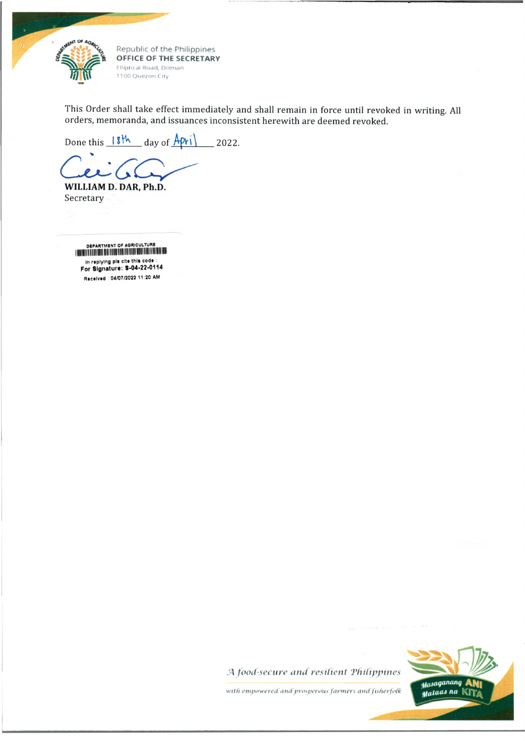Republic of the Philippines
**OFFICE OF THE SECRETARY**
Elliptical Road, Diliman
1100 Quezon City

This Order shall take effect immediately and shall remain in force until revoked in writing. All orders, memoranda, and issuances inconsistent herewith are deemed revoked.

Done this 18th day of April 2022.

**WILLIAM D. DAR, Ph.D.**
Secretary

DEPARTMENT OF AGRICULTURE
In replying pls cite this code :
**For Signature: S-04-22-0114**
Received : 04/07/2022 11:20 AM

*A food-secure and resilient Philippines*
*with empowered and prosperous farmers and fisherfolk*

Masaganang ANI Mataas na KITA